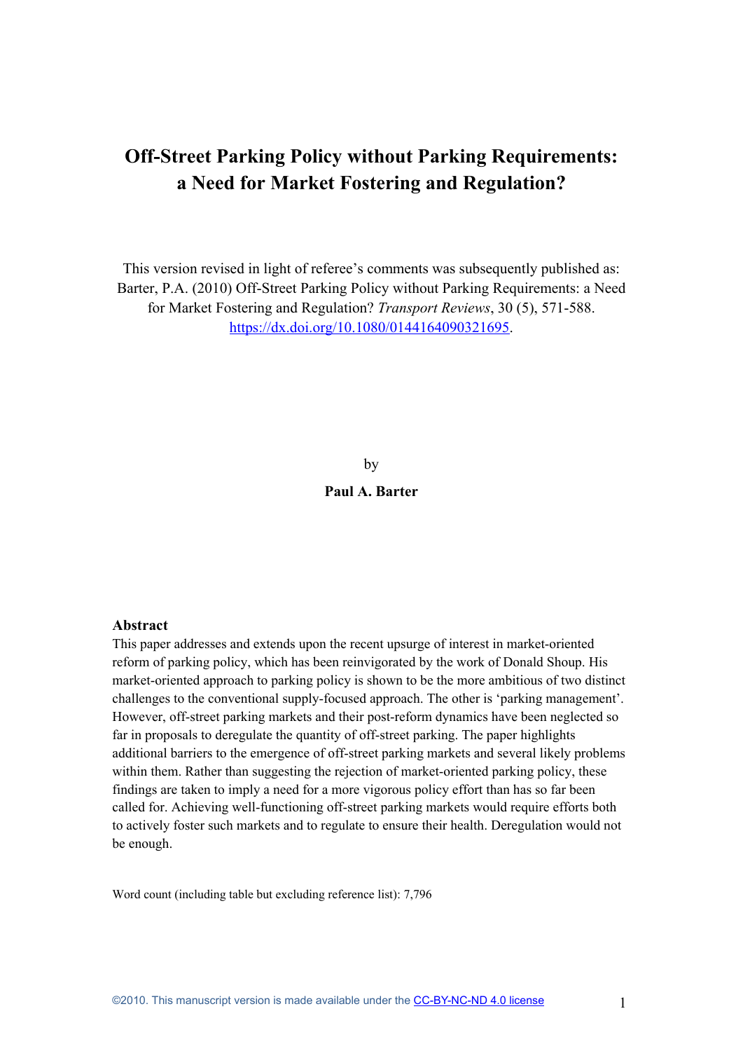# Off-Street Parking Policy without Parking Requirements: a Need for Market Fostering and Regulation?

This version revised in light of referee's comments was subsequently published as: Barter, P.A. (2010) Off-Street Parking Policy without Parking Requirements: a Need for Market Fostering and Regulation? *Transport Reviews*, 30 (5), 571-588. https://dx.doi.org/10.1080/01441640903216958.

by

**Paul A. Barter**

## Abstract

This paper addresses and extends upon the recent upsurge of interest in market-oriented reform of parking policy, which has been reinvigorated by the work of Donald Shoup. His market-oriented approach to parking policy is shown to be the more ambitious of two distinct challenges to the conventional supply-focused approach. The other is 'parking management'. However, off-street parking markets and their post-reform dynamics have been neglected so far in proposals to deregulate the quantity of off-street parking. The paper highlights additional barriers to the emergence of off-street parking markets and several likely problems within them. Rather than suggesting the rejection of market-oriented parking policy, these findings are taken to imply a need for a more vigorous policy effort than has so far been called for. Achieving well-functioning off-street parking markets would require efforts both to actively foster such markets and to regulate to ensure their health. Deregulation would not be enough.

Word count (including table but excluding reference list): 7,796

©2010. This manuscript version is made available under the CC-BY-NC-ND 4.0 license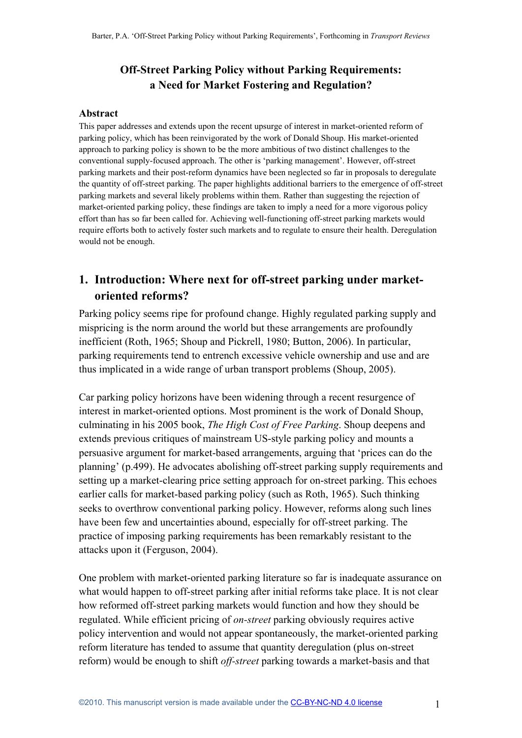# Off-Street Parking Policy without Parking Requirements: a Need for Market Fostering and Regulation?

### Abstract

This paper addresses and extends upon the recent upsurge of interest in market-oriented reform of parking policy, which has been reinvigorated by the work of Donald Shoup. His market-oriented approach to parking policy is shown to be the more ambitious of two distinct challenges to the conventional supply-focused approach. The other is 'parking management'. However, off-street parking markets and their post-reform dynamics have been neglected so far in proposals to deregulate the quantity of off-street parking. The paper highlights additional barriers to the emergence of off-street parking markets and several likely problems within them. Rather than suggesting the rejection of market-oriented parking policy, these findings are taken to imply a need for a more vigorous policy effort than has so far been called for. Achieving well-functioning off-street parking markets would require efforts both to actively foster such markets and to regulate to ensure their health. Deregulation would not be enough.

## 1. Introduction: Where next for off-street parking under market-oriented reforms?

Parking policy seems ripe for profound change. Highly regulated parking supply and mispricing is the norm around the world but these arrangements are profoundly inefficient (Roth, 1965; Shoup and Pickrell, 1980; Button, 2006). In particular, parking requirements tend to entrench excessive vehicle ownership and use and are thus implicated in a wide range of urban transport problems (Shoup, 2005).

Car parking policy horizons have been widening through a recent resurgence of interest in market-oriented options. Most prominent is the work of Donald Shoup, culminating in his 2005 book, *The High Cost of Free Parking*. Shoup deepens and extends previous critiques of mainstream US-style parking policy and mounts a persuasive argument for market-based arrangements, arguing that 'prices can do the planning' (p.499). He advocates abolishing off-street parking supply requirements and setting up a market-clearing price setting approach for on-street parking. This echoes earlier calls for market-based parking policy (such as Roth, 1965). Such thinking seeks to overthrow conventional parking policy. However, reforms along such lines have been few and uncertainties abound, especially for off-street parking. The practice of imposing parking requirements has been remarkably resistant to the attacks upon it (Ferguson, 2004).

One problem with market-oriented parking literature so far is inadequate assurance on what would happen to off-street parking after initial reforms take place. It is not clear how reformed off-street parking markets would function and how they should be regulated. While efficient pricing of *on-street* parking obviously requires active policy intervention and would not appear spontaneously, the market-oriented parking reform literature has tended to assume that quantity deregulation (plus on-street reform) would be enough to shift *off-street* parking towards a market-basis and that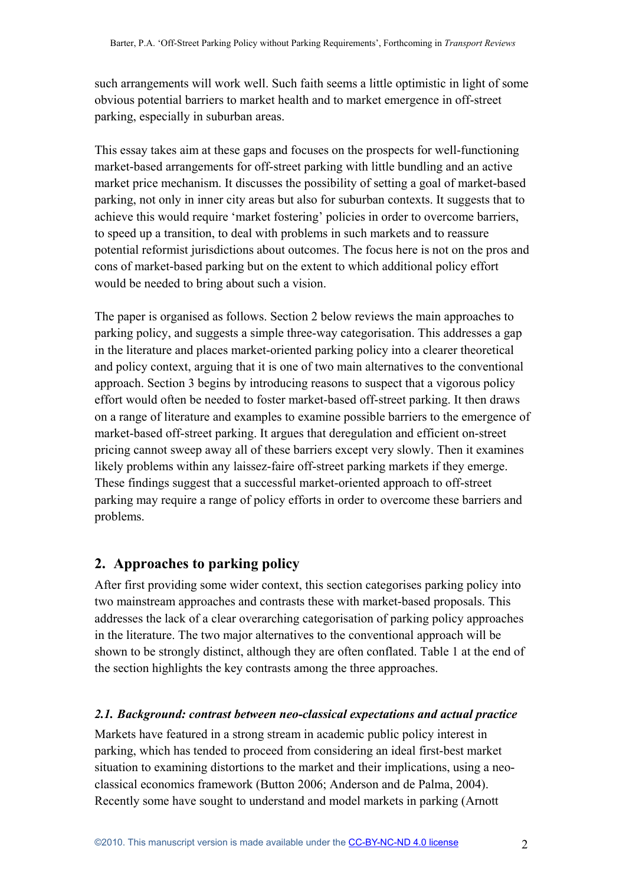such arrangements will work well. Such faith seems a little optimistic in light of some obvious potential barriers to market health and to market emergence in off-street parking, especially in suburban areas.

This essay takes aim at these gaps and focuses on the prospects for well-functioning market-based arrangements for off-street parking with little bundling and an active market price mechanism. It discusses the possibility of setting a goal of market-based parking, not only in inner city areas but also for suburban contexts. It suggests that to achieve this would require 'market fostering' policies in order to overcome barriers, to speed up a transition, to deal with problems in such markets and to reassure potential reformist jurisdictions about outcomes. The focus here is not on the pros and cons of market-based parking but on the extent to which additional policy effort would be needed to bring about such a vision.

The paper is organised as follows. Section 2 below reviews the main approaches to parking policy, and suggests a simple three-way categorisation. This addresses a gap in the literature and places market-oriented parking policy into a clearer theoretical and policy context, arguing that it is one of two main alternatives to the conventional approach. Section 3 begins by introducing reasons to suspect that a vigorous policy effort would often be needed to foster market-based off-street parking. It then draws on a range of literature and examples to examine possible barriers to the emergence of market-based off-street parking. It argues that deregulation and efficient on-street pricing cannot sweep away all of these barriers except very slowly. Then it examines likely problems within any laissez-faire off-street parking markets if they emerge. These findings suggest that a successful market-oriented approach to off-street parking may require a range of policy efforts in order to overcome these barriers and problems.

## 2. Approaches to parking policy

After first providing some wider context, this section categorises parking policy into two mainstream approaches and contrasts these with market-based proposals. This addresses the lack of a clear overarching categorisation of parking policy approaches in the literature. The two major alternatives to the conventional approach will be shown to be strongly distinct, although they are often conflated. Table 1 at the end of the section highlights the key contrasts among the three approaches.

### *2.1. Background: contrast between neo-classical expectations and actual practice*

Markets have featured in a strong stream in academic public policy interest in parking, which has tended to proceed from considering an ideal first-best market situation to examining distortions to the market and their implications, using a neo-classical economics framework (Button 2006; Anderson and de Palma, 2004). Recently some have sought to understand and model markets in parking (Arnott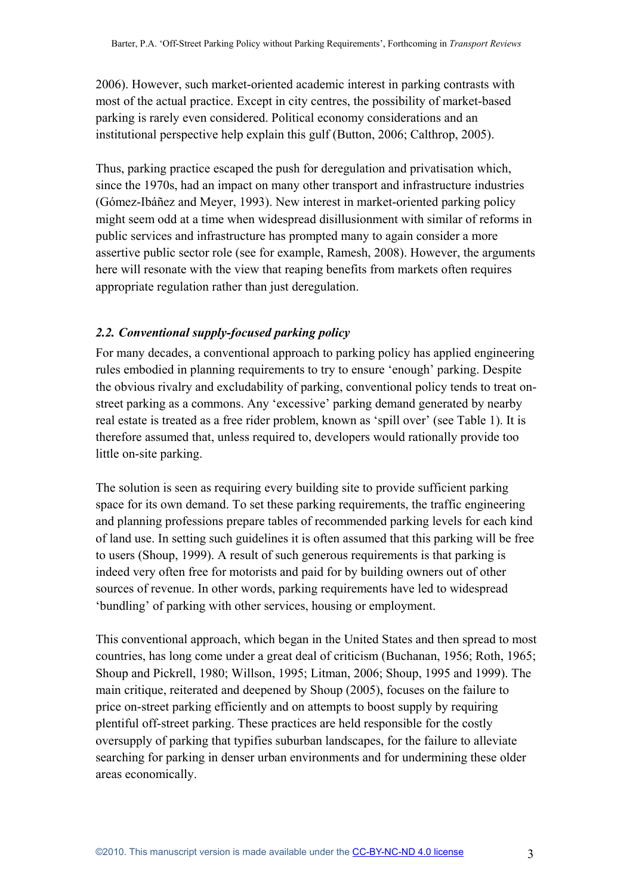2006). However, such market-oriented academic interest in parking contrasts with most of the actual practice. Except in city centres, the possibility of market-based parking is rarely even considered. Political economy considerations and an institutional perspective help explain this gulf (Button, 2006; Calthrop, 2005).

Thus, parking practice escaped the push for deregulation and privatisation which, since the 1970s, had an impact on many other transport and infrastructure industries (Gómez-Ibáñez and Meyer, 1993). New interest in market-oriented parking policy might seem odd at a time when widespread disillusionment with similar of reforms in public services and infrastructure has prompted many to again consider a more assertive public sector role (see for example, Ramesh, 2008). However, the arguments here will resonate with the view that reaping benefits from markets often requires appropriate regulation rather than just deregulation.

### *2.2. Conventional supply-focused parking policy*

For many decades, a conventional approach to parking policy has applied engineering rules embodied in planning requirements to try to ensure 'enough' parking. Despite the obvious rivalry and excludability of parking, conventional policy tends to treat on-street parking as a commons. Any 'excessive' parking demand generated by nearby real estate is treated as a free rider problem, known as 'spill over' (see Table 1). It is therefore assumed that, unless required to, developers would rationally provide too little on-site parking.

The solution is seen as requiring every building site to provide sufficient parking space for its own demand. To set these parking requirements, the traffic engineering and planning professions prepare tables of recommended parking levels for each kind of land use. In setting such guidelines it is often assumed that this parking will be free to users (Shoup, 1999). A result of such generous requirements is that parking is indeed very often free for motorists and paid for by building owners out of other sources of revenue. In other words, parking requirements have led to widespread 'bundling' of parking with other services, housing or employment.

This conventional approach, which began in the United States and then spread to most countries, has long come under a great deal of criticism (Buchanan, 1956; Roth, 1965; Shoup and Pickrell, 1980; Willson, 1995; Litman, 2006; Shoup, 1995 and 1999). The main critique, reiterated and deepened by Shoup (2005), focuses on the failure to price on-street parking efficiently and on attempts to boost supply by requiring plentiful off-street parking. These practices are held responsible for the costly oversupply of parking that typifies suburban landscapes, for the failure to alleviate searching for parking in denser urban environments and for undermining these older areas economically.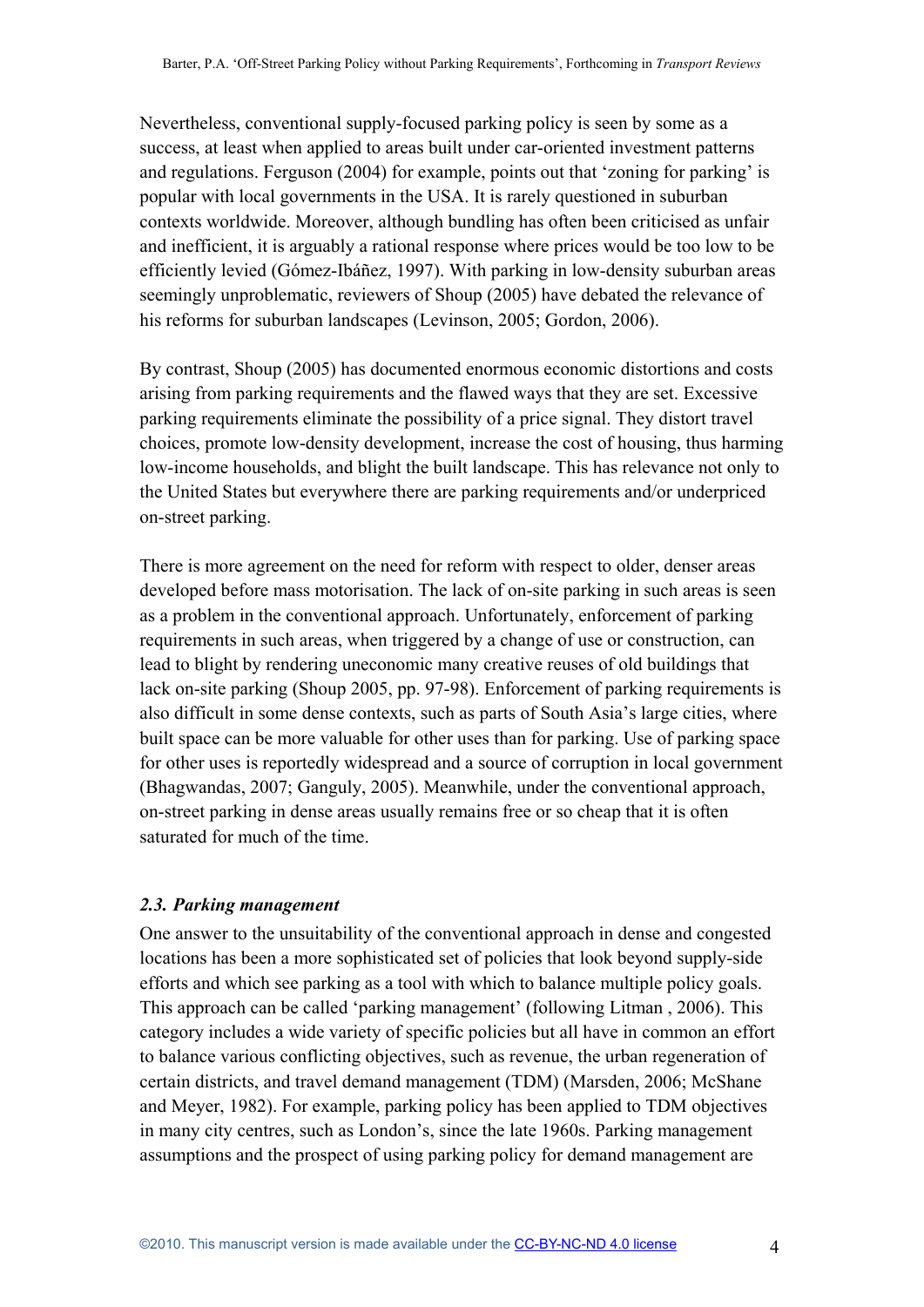Nevertheless, conventional supply-focused parking policy is seen by some as a success, at least when applied to areas built under car-oriented investment patterns and regulations. Ferguson (2004) for example, points out that 'zoning for parking' is popular with local governments in the USA. It is rarely questioned in suburban contexts worldwide. Moreover, although bundling has often been criticised as unfair and inefficient, it is arguably a rational response where prices would be too low to be efficiently levied (Gómez-Ibáñez, 1997). With parking in low-density suburban areas seemingly unproblematic, reviewers of Shoup (2005) have debated the relevance of his reforms for suburban landscapes (Levinson, 2005; Gordon, 2006).

By contrast, Shoup (2005) has documented enormous economic distortions and costs arising from parking requirements and the flawed ways that they are set. Excessive parking requirements eliminate the possibility of a price signal. They distort travel choices, promote low-density development, increase the cost of housing, thus harming low-income households, and blight the built landscape. This has relevance not only to the United States but everywhere there are parking requirements and/or underpriced on-street parking.

There is more agreement on the need for reform with respect to older, denser areas developed before mass motorisation. The lack of on-site parking in such areas is seen as a problem in the conventional approach. Unfortunately, enforcement of parking requirements in such areas, when triggered by a change of use or construction, can lead to blight by rendering uneconomic many creative reuses of old buildings that lack on-site parking (Shoup 2005, pp. 97-98). Enforcement of parking requirements is also difficult in some dense contexts, such as parts of South Asia's large cities, where built space can be more valuable for other uses than for parking. Use of parking space for other uses is reportedly widespread and a source of corruption in local government (Bhagwandas, 2007; Ganguly, 2005). Meanwhile, under the conventional approach, on-street parking in dense areas usually remains free or so cheap that it is often saturated for much of the time.

### *2.3. Parking management*

One answer to the unsuitability of the conventional approach in dense and congested locations has been a more sophisticated set of policies that look beyond supply-side efforts and which see parking as a tool with which to balance multiple policy goals. This approach can be called 'parking management' (following Litman , 2006). This category includes a wide variety of specific policies but all have in common an effort to balance various conflicting objectives, such as revenue, the urban regeneration of certain districts, and travel demand management (TDM) (Marsden, 2006; McShane and Meyer, 1982). For example, parking policy has been applied to TDM objectives in many city centres, such as London's, since the late 1960s. Parking management assumptions and the prospect of using parking policy for demand management are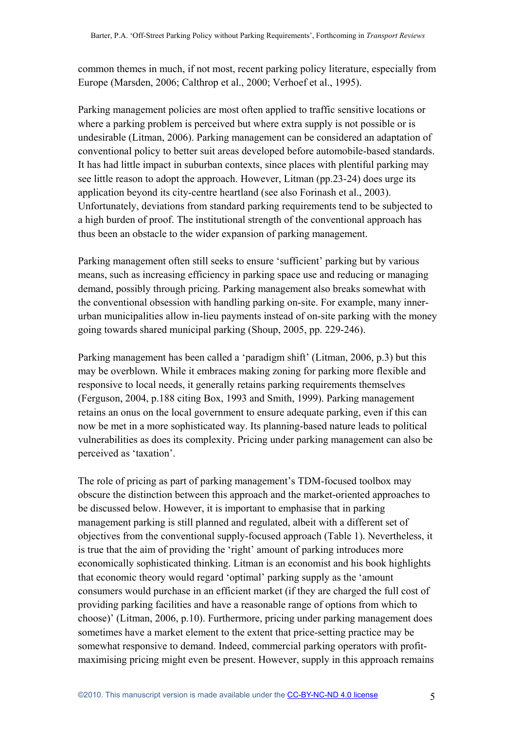common themes in much, if not most, recent parking policy literature, especially from Europe (Marsden, 2006; Calthrop et al., 2000; Verhoef et al., 1995).

Parking management policies are most often applied to traffic sensitive locations or where a parking problem is perceived but where extra supply is not possible or is undesirable (Litman, 2006). Parking management can be considered an adaptation of conventional policy to better suit areas developed before automobile-based standards. It has had little impact in suburban contexts, since places with plentiful parking may see little reason to adopt the approach. However, Litman (pp.23-24) does urge its application beyond its city-centre heartland (see also Forinash et al., 2003). Unfortunately, deviations from standard parking requirements tend to be subjected to a high burden of proof. The institutional strength of the conventional approach has thus been an obstacle to the wider expansion of parking management.

Parking management often still seeks to ensure 'sufficient' parking but by various means, such as increasing efficiency in parking space use and reducing or managing demand, possibly through pricing. Parking management also breaks somewhat with the conventional obsession with handling parking on-site. For example, many inner-urban municipalities allow in-lieu payments instead of on-site parking with the money going towards shared municipal parking (Shoup, 2005, pp. 229-246).

Parking management has been called a 'paradigm shift' (Litman, 2006, p.3) but this may be overblown. While it embraces making zoning for parking more flexible and responsive to local needs, it generally retains parking requirements themselves (Ferguson, 2004, p.188 citing Box, 1993 and Smith, 1999). Parking management retains an onus on the local government to ensure adequate parking, even if this can now be met in a more sophisticated way. Its planning-based nature leads to political vulnerabilities as does its complexity. Pricing under parking management can also be perceived as 'taxation'.

The role of pricing as part of parking management's TDM-focused toolbox may obscure the distinction between this approach and the market-oriented approaches to be discussed below. However, it is important to emphasise that in parking management parking is still planned and regulated, albeit with a different set of objectives from the conventional supply-focused approach (Table 1). Nevertheless, it is true that the aim of providing the 'right' amount of parking introduces more economically sophisticated thinking. Litman is an economist and his book highlights that economic theory would regard 'optimal' parking supply as the 'amount consumers would purchase in an efficient market (if they are charged the full cost of providing parking facilities and have a reasonable range of options from which to choose)' (Litman, 2006, p.10). Furthermore, pricing under parking management does sometimes have a market element to the extent that price-setting practice may be somewhat responsive to demand. Indeed, commercial parking operators with profit-maximising pricing might even be present. However, supply in this approach remains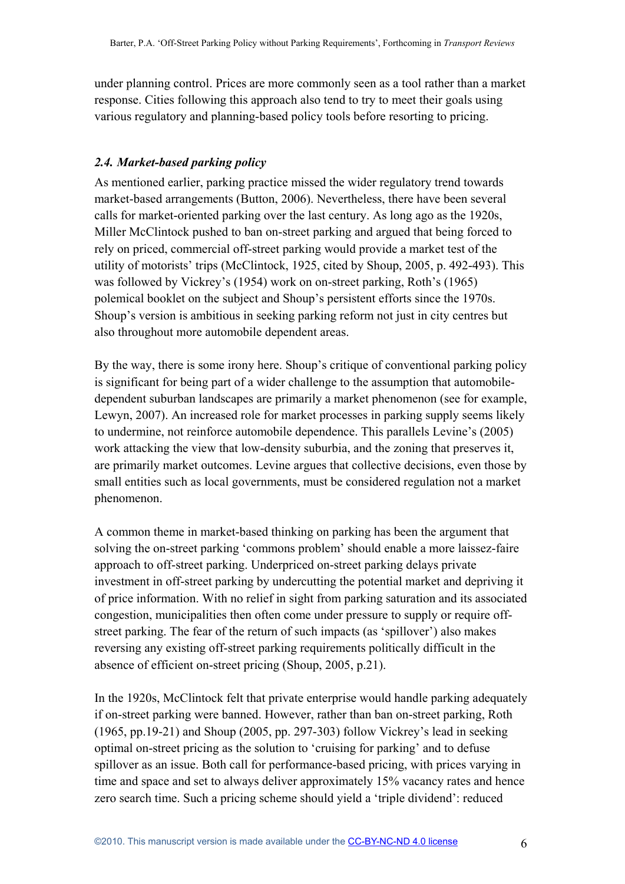under planning control. Prices are more commonly seen as a tool rather than a market response. Cities following this approach also tend to try to meet their goals using various regulatory and planning-based policy tools before resorting to pricing.

### *2.4. Market-based parking policy*

As mentioned earlier, parking practice missed the wider regulatory trend towards market-based arrangements (Button, 2006). Nevertheless, there have been several calls for market-oriented parking over the last century. As long ago as the 1920s, Miller McClintock pushed to ban on-street parking and argued that being forced to rely on priced, commercial off-street parking would provide a market test of the utility of motorists' trips (McClintock, 1925, cited by Shoup, 2005, p. 492-493). This was followed by Vickrey's (1954) work on on-street parking, Roth's (1965) polemical booklet on the subject and Shoup's persistent efforts since the 1970s. Shoup's version is ambitious in seeking parking reform not just in city centres but also throughout more automobile dependent areas.

By the way, there is some irony here. Shoup's critique of conventional parking policy is significant for being part of a wider challenge to the assumption that automobile-dependent suburban landscapes are primarily a market phenomenon (see for example, Lewyn, 2007). An increased role for market processes in parking supply seems likely to undermine, not reinforce automobile dependence. This parallels Levine's (2005) work attacking the view that low-density suburbia, and the zoning that preserves it, are primarily market outcomes. Levine argues that collective decisions, even those by small entities such as local governments, must be considered regulation not a market phenomenon.

A common theme in market-based thinking on parking has been the argument that solving the on-street parking 'commons problem' should enable a more laissez-faire approach to off-street parking. Underpriced on-street parking delays private investment in off-street parking by undercutting the potential market and depriving it of price information. With no relief in sight from parking saturation and its associated congestion, municipalities then often come under pressure to supply or require off-street parking. The fear of the return of such impacts (as 'spillover') also makes reversing any existing off-street parking requirements politically difficult in the absence of efficient on-street pricing (Shoup, 2005, p.21).

In the 1920s, McClintock felt that private enterprise would handle parking adequately if on-street parking were banned. However, rather than ban on-street parking, Roth (1965, pp.19-21) and Shoup (2005, pp. 297-303) follow Vickrey's lead in seeking optimal on-street pricing as the solution to 'cruising for parking' and to defuse spillover as an issue. Both call for performance-based pricing, with prices varying in time and space and set to always deliver approximately 15% vacancy rates and hence zero search time. Such a pricing scheme should yield a 'triple dividend': reduced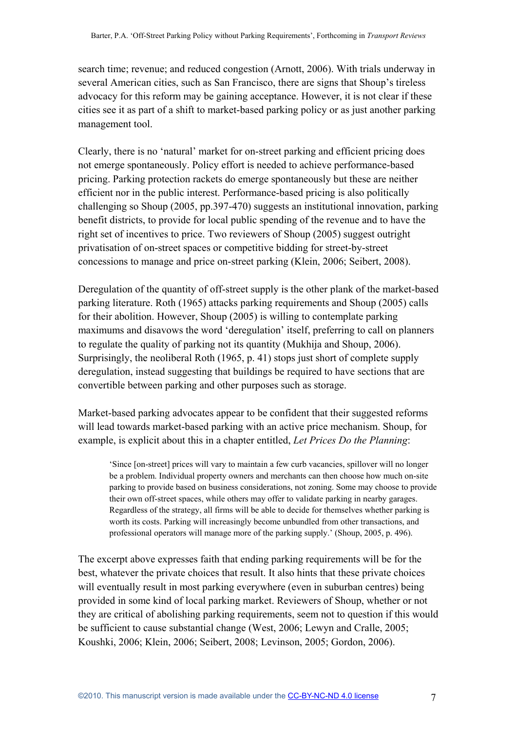search time; revenue; and reduced congestion (Arnott, 2006). With trials underway in several American cities, such as San Francisco, there are signs that Shoup's tireless advocacy for this reform may be gaining acceptance. However, it is not clear if these cities see it as part of a shift to market-based parking policy or as just another parking management tool.

Clearly, there is no 'natural' market for on-street parking and efficient pricing does not emerge spontaneously. Policy effort is needed to achieve performance-based pricing. Parking protection rackets do emerge spontaneously but these are neither efficient nor in the public interest. Performance-based pricing is also politically challenging so Shoup (2005, pp.397-470) suggests an institutional innovation, parking benefit districts, to provide for local public spending of the revenue and to have the right set of incentives to price. Two reviewers of Shoup (2005) suggest outright privatisation of on-street spaces or competitive bidding for street-by-street concessions to manage and price on-street parking (Klein, 2006; Seibert, 2008).

Deregulation of the quantity of off-street supply is the other plank of the market-based parking literature. Roth (1965) attacks parking requirements and Shoup (2005) calls for their abolition. However, Shoup (2005) is willing to contemplate parking maximums and disavows the word 'deregulation' itself, preferring to call on planners to regulate the quality of parking not its quantity (Mukhija and Shoup, 2006). Surprisingly, the neoliberal Roth (1965, p. 41) stops just short of complete supply deregulation, instead suggesting that buildings be required to have sections that are convertible between parking and other purposes such as storage.

Market-based parking advocates appear to be confident that their suggested reforms will lead towards market-based parking with an active price mechanism. Shoup, for example, is explicit about this in a chapter entitled, *Let Prices Do the Planning*:

> 'Since [on-street] prices will vary to maintain a few curb vacancies, spillover will no longer be a problem. Individual property owners and merchants can then choose how much on-site parking to provide based on business considerations, not zoning. Some may choose to provide their own off-street spaces, while others may offer to validate parking in nearby garages. Regardless of the strategy, all firms will be able to decide for themselves whether parking is worth its costs. Parking will increasingly become unbundled from other transactions, and professional operators will manage more of the parking supply.' (Shoup, 2005, p. 496).

The excerpt above expresses faith that ending parking requirements will be for the best, whatever the private choices that result. It also hints that these private choices will eventually result in most parking everywhere (even in suburban centres) being provided in some kind of local parking market. Reviewers of Shoup, whether or not they are critical of abolishing parking requirements, seem not to question if this would be sufficient to cause substantial change (West, 2006; Lewyn and Cralle, 2005; Koushki, 2006; Klein, 2006; Seibert, 2008; Levinson, 2005; Gordon, 2006).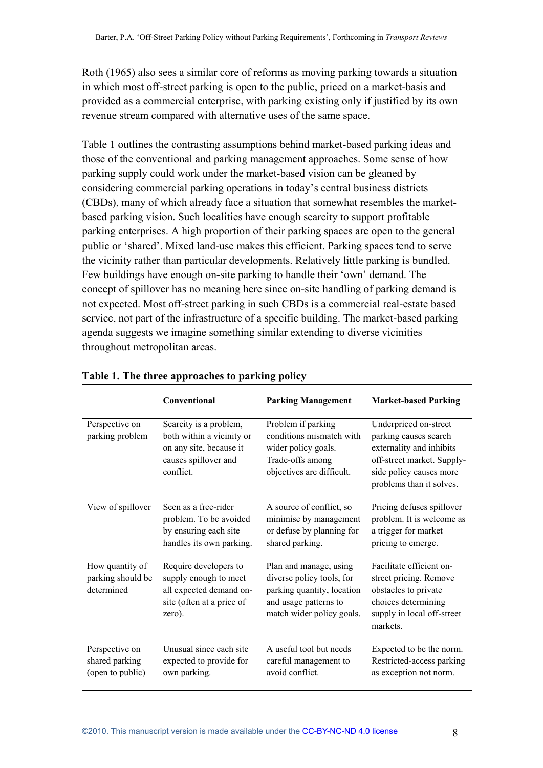Roth (1965) also sees a similar core of reforms as moving parking towards a situation in which most off-street parking is open to the public, priced on a market-basis and provided as a commercial enterprise, with parking existing only if justified by its own revenue stream compared with alternative uses of the same space.

Table 1 outlines the contrasting assumptions behind market-based parking ideas and those of the conventional and parking management approaches. Some sense of how parking supply could work under the market-based vision can be gleaned by considering commercial parking operations in today's central business districts (CBDs), many of which already face a situation that somewhat resembles the market-based parking vision. Such localities have enough scarcity to support profitable parking enterprises. A high proportion of their parking spaces are open to the general public or 'shared'. Mixed land-use makes this efficient. Parking spaces tend to serve the vicinity rather than particular developments. Relatively little parking is bundled. Few buildings have enough on-site parking to handle their 'own' demand. The concept of spillover has no meaning here since on-site handling of parking demand is not expected. Most off-street parking in such CBDs is a commercial real-estate based service, not part of the infrastructure of a specific building. The market-based parking agenda suggests we imagine something similar extending to diverse vicinities throughout metropolitan areas.

**Table 1. The three approaches to parking policy**

| | Conventional | Parking Management | Market-based Parking |
|---|---|---|---|
| Perspective on parking problem | Scarcity is a problem, both within a vicinity or on any site, because it causes spillover and conflict. | Problem if parking conditions mismatch with wider policy goals. Trade-offs among objectives are difficult. | Underpriced on-street parking causes search externality and inhibits off-street market. Supply-side policy causes more problems than it solves. |
| View of spillover | Seen as a free-rider problem. To be avoided by ensuring each site handles its own parking. | A source of conflict, so minimise by management or defuse by planning for shared parking. | Pricing defuses spillover problem. It is welcome as a trigger for market pricing to emerge. |
| How quantity of parking should be determined | Require developers to supply enough to meet all expected demand on-site (often at a price of zero). | Plan and manage, using diverse policy tools, for parking quantity, location and usage patterns to match wider policy goals. | Facilitate efficient on-street pricing. Remove obstacles to private choices determining supply in local off-street markets. |
| Perspective on shared parking (open to public) | Unusual since each site expected to provide for own parking. | A useful tool but needs careful management to avoid conflict. | Expected to be the norm. Restricted-access parking as exception not norm. |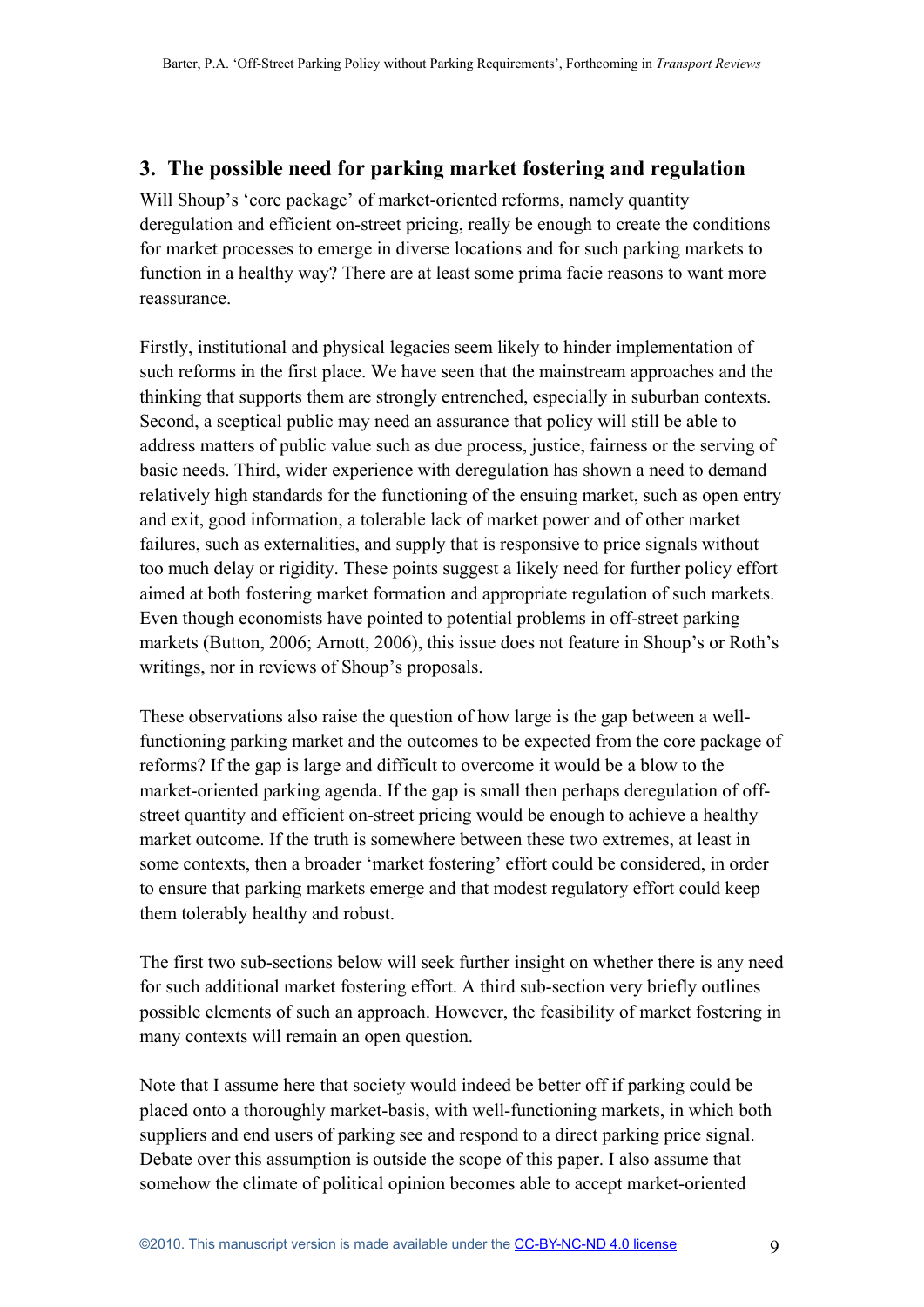## 3. The possible need for parking market fostering and regulation

Will Shoup's 'core package' of market-oriented reforms, namely quantity deregulation and efficient on-street pricing, really be enough to create the conditions for market processes to emerge in diverse locations and for such parking markets to function in a healthy way? There are at least some prima facie reasons to want more reassurance.

Firstly, institutional and physical legacies seem likely to hinder implementation of such reforms in the first place. We have seen that the mainstream approaches and the thinking that supports them are strongly entrenched, especially in suburban contexts. Second, a sceptical public may need an assurance that policy will still be able to address matters of public value such as due process, justice, fairness or the serving of basic needs. Third, wider experience with deregulation has shown a need to demand relatively high standards for the functioning of the ensuing market, such as open entry and exit, good information, a tolerable lack of market power and of other market failures, such as externalities, and supply that is responsive to price signals without too much delay or rigidity. These points suggest a likely need for further policy effort aimed at both fostering market formation and appropriate regulation of such markets. Even though economists have pointed to potential problems in off-street parking markets (Button, 2006; Arnott, 2006), this issue does not feature in Shoup's or Roth's writings, nor in reviews of Shoup's proposals.

These observations also raise the question of how large is the gap between a well-functioning parking market and the outcomes to be expected from the core package of reforms? If the gap is large and difficult to overcome it would be a blow to the market-oriented parking agenda. If the gap is small then perhaps deregulation of off-street quantity and efficient on-street pricing would be enough to achieve a healthy market outcome. If the truth is somewhere between these two extremes, at least in some contexts, then a broader 'market fostering' effort could be considered, in order to ensure that parking markets emerge and that modest regulatory effort could keep them tolerably healthy and robust.

The first two sub-sections below will seek further insight on whether there is any need for such additional market fostering effort. A third sub-section very briefly outlines possible elements of such an approach. However, the feasibility of market fostering in many contexts will remain an open question.

Note that I assume here that society would indeed be better off if parking could be placed onto a thoroughly market-basis, with well-functioning markets, in which both suppliers and end users of parking see and respond to a direct parking price signal. Debate over this assumption is outside the scope of this paper. I also assume that somehow the climate of political opinion becomes able to accept market-oriented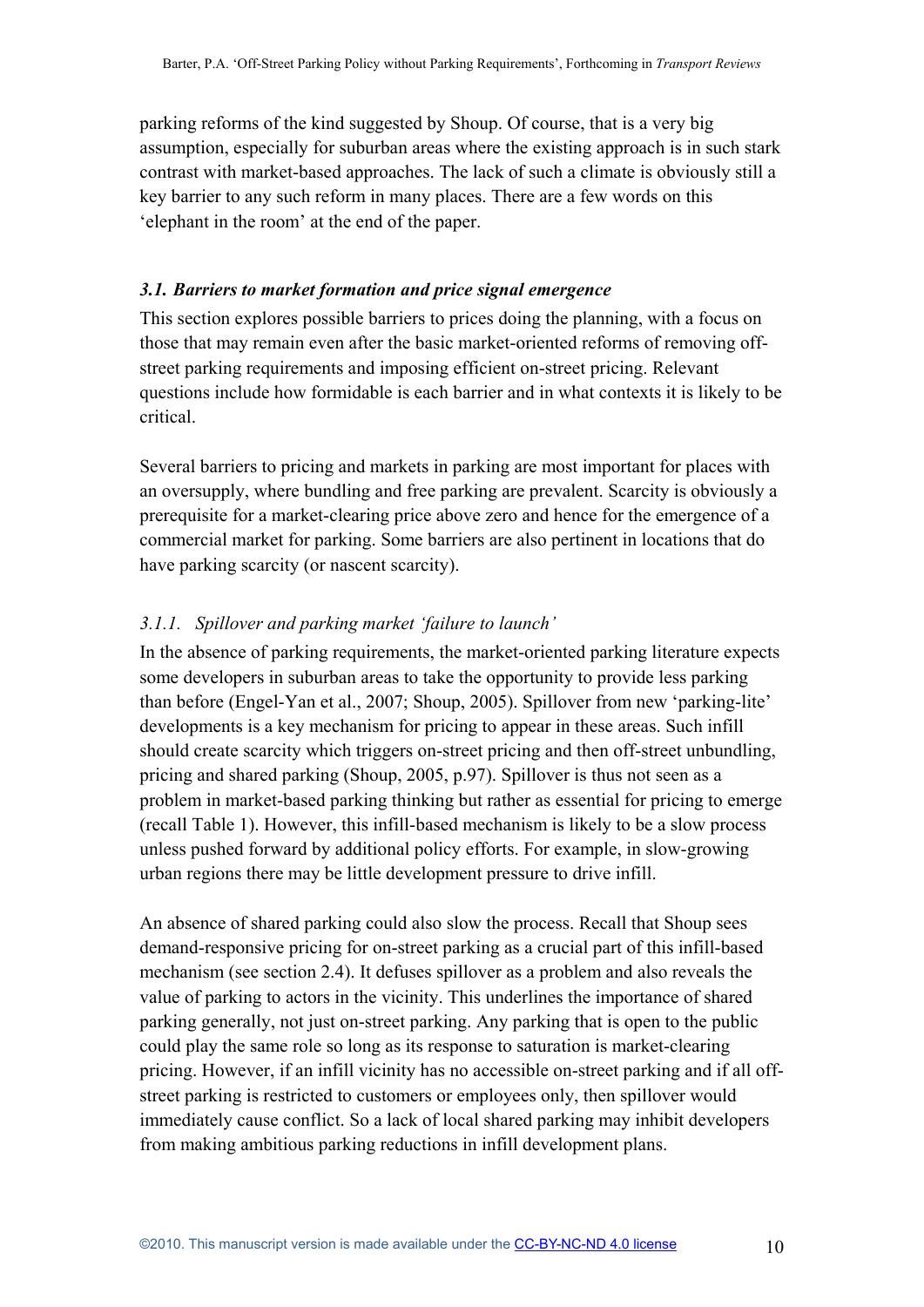parking reforms of the kind suggested by Shoup. Of course, that is a very big assumption, especially for suburban areas where the existing approach is in such stark contrast with market-based approaches. The lack of such a climate is obviously still a key barrier to any such reform in many places. There are a few words on this 'elephant in the room' at the end of the paper.

### *3.1. Barriers to market formation and price signal emergence*

This section explores possible barriers to prices doing the planning, with a focus on those that may remain even after the basic market-oriented reforms of removing off-street parking requirements and imposing efficient on-street pricing. Relevant questions include how formidable is each barrier and in what contexts it is likely to be critical.

Several barriers to pricing and markets in parking are most important for places with an oversupply, where bundling and free parking are prevalent. Scarcity is obviously a prerequisite for a market-clearing price above zero and hence for the emergence of a commercial market for parking. Some barriers are also pertinent in locations that do have parking scarcity (or nascent scarcity).

#### *3.1.1. Spillover and parking market 'failure to launch'*

In the absence of parking requirements, the market-oriented parking literature expects some developers in suburban areas to take the opportunity to provide less parking than before (Engel-Yan et al., 2007; Shoup, 2005). Spillover from new 'parking-lite' developments is a key mechanism for pricing to appear in these areas. Such infill should create scarcity which triggers on-street pricing and then off-street unbundling, pricing and shared parking (Shoup, 2005, p.97). Spillover is thus not seen as a problem in market-based parking thinking but rather as essential for pricing to emerge (recall Table 1). However, this infill-based mechanism is likely to be a slow process unless pushed forward by additional policy efforts. For example, in slow-growing urban regions there may be little development pressure to drive infill.

An absence of shared parking could also slow the process. Recall that Shoup sees demand-responsive pricing for on-street parking as a crucial part of this infill-based mechanism (see section 2.4). It defuses spillover as a problem and also reveals the value of parking to actors in the vicinity. This underlines the importance of shared parking generally, not just on-street parking. Any parking that is open to the public could play the same role so long as its response to saturation is market-clearing pricing. However, if an infill vicinity has no accessible on-street parking and if all off-street parking is restricted to customers or employees only, then spillover would immediately cause conflict. So a lack of local shared parking may inhibit developers from making ambitious parking reductions in infill development plans.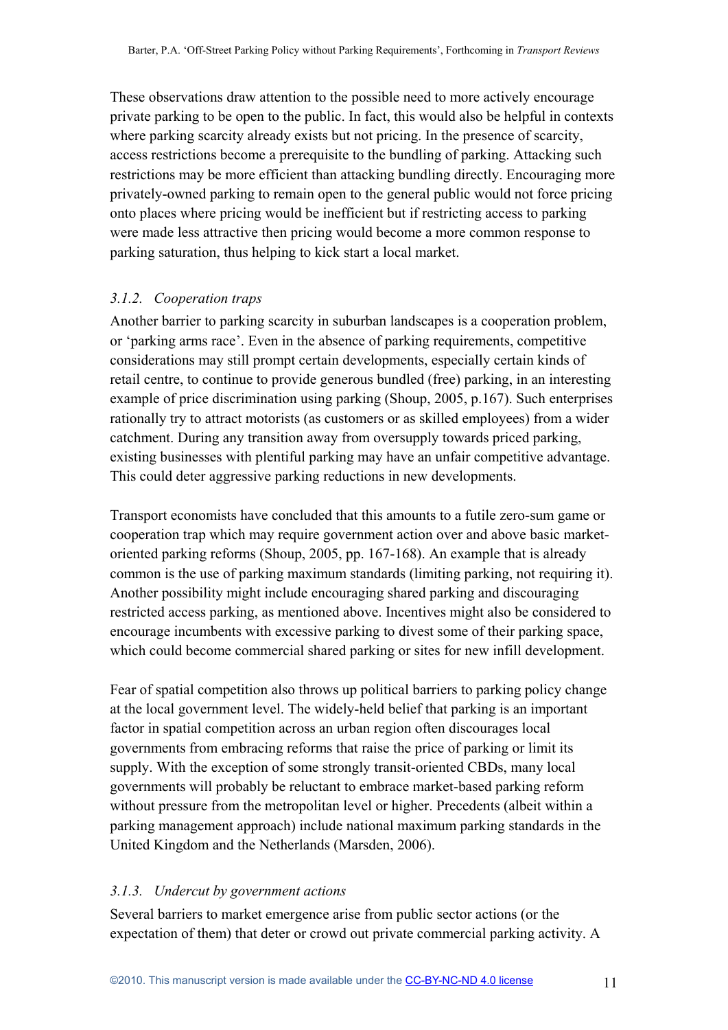These observations draw attention to the possible need to more actively encourage private parking to be open to the public. In fact, this would also be helpful in contexts where parking scarcity already exists but not pricing. In the presence of scarcity, access restrictions become a prerequisite to the bundling of parking. Attacking such restrictions may be more efficient than attacking bundling directly. Encouraging more privately-owned parking to remain open to the general public would not force pricing onto places where pricing would be inefficient but if restricting access to parking were made less attractive then pricing would become a more common response to parking saturation, thus helping to kick start a local market.

### *3.1.2. Cooperation traps*

Another barrier to parking scarcity in suburban landscapes is a cooperation problem, or 'parking arms race'. Even in the absence of parking requirements, competitive considerations may still prompt certain developments, especially certain kinds of retail centre, to continue to provide generous bundled (free) parking, in an interesting example of price discrimination using parking (Shoup, 2005, p.167). Such enterprises rationally try to attract motorists (as customers or as skilled employees) from a wider catchment. During any transition away from oversupply towards priced parking, existing businesses with plentiful parking may have an unfair competitive advantage. This could deter aggressive parking reductions in new developments.

Transport economists have concluded that this amounts to a futile zero-sum game or cooperation trap which may require government action over and above basic market-oriented parking reforms (Shoup, 2005, pp. 167-168). An example that is already common is the use of parking maximum standards (limiting parking, not requiring it). Another possibility might include encouraging shared parking and discouraging restricted access parking, as mentioned above. Incentives might also be considered to encourage incumbents with excessive parking to divest some of their parking space, which could become commercial shared parking or sites for new infill development.

Fear of spatial competition also throws up political barriers to parking policy change at the local government level. The widely-held belief that parking is an important factor in spatial competition across an urban region often discourages local governments from embracing reforms that raise the price of parking or limit its supply. With the exception of some strongly transit-oriented CBDs, many local governments will probably be reluctant to embrace market-based parking reform without pressure from the metropolitan level or higher. Precedents (albeit within a parking management approach) include national maximum parking standards in the United Kingdom and the Netherlands (Marsden, 2006).

### *3.1.3. Undercut by government actions*

Several barriers to market emergence arise from public sector actions (or the expectation of them) that deter or crowd out private commercial parking activity. A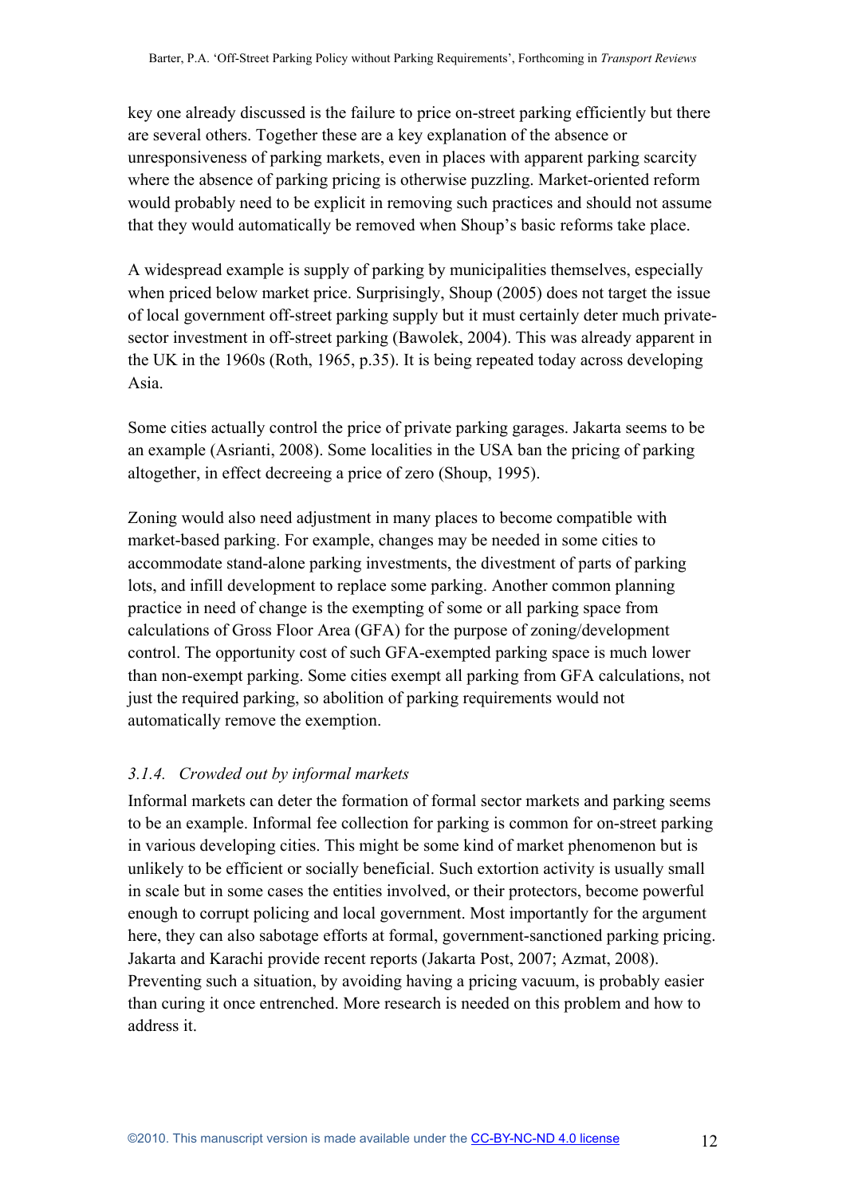key one already discussed is the failure to price on-street parking efficiently but there are several others. Together these are a key explanation of the absence or unresponsiveness of parking markets, even in places with apparent parking scarcity where the absence of parking pricing is otherwise puzzling. Market-oriented reform would probably need to be explicit in removing such practices and should not assume that they would automatically be removed when Shoup's basic reforms take place.

A widespread example is supply of parking by municipalities themselves, especially when priced below market price. Surprisingly, Shoup (2005) does not target the issue of local government off-street parking supply but it must certainly deter much private-sector investment in off-street parking (Bawolek, 2004). This was already apparent in the UK in the 1960s (Roth, 1965, p.35). It is being repeated today across developing Asia.

Some cities actually control the price of private parking garages. Jakarta seems to be an example (Asrianti, 2008). Some localities in the USA ban the pricing of parking altogether, in effect decreeing a price of zero (Shoup, 1995).

Zoning would also need adjustment in many places to become compatible with market-based parking. For example, changes may be needed in some cities to accommodate stand-alone parking investments, the divestment of parts of parking lots, and infill development to replace some parking. Another common planning practice in need of change is the exempting of some or all parking space from calculations of Gross Floor Area (GFA) for the purpose of zoning/development control. The opportunity cost of such GFA-exempted parking space is much lower than non-exempt parking. Some cities exempt all parking from GFA calculations, not just the required parking, so abolition of parking requirements would not automatically remove the exemption.

### *3.1.4. Crowded out by informal markets*

Informal markets can deter the formation of formal sector markets and parking seems to be an example. Informal fee collection for parking is common for on-street parking in various developing cities. This might be some kind of market phenomenon but is unlikely to be efficient or socially beneficial. Such extortion activity is usually small in scale but in some cases the entities involved, or their protectors, become powerful enough to corrupt policing and local government. Most importantly for the argument here, they can also sabotage efforts at formal, government-sanctioned parking pricing. Jakarta and Karachi provide recent reports (Jakarta Post, 2007; Azmat, 2008). Preventing such a situation, by avoiding having a pricing vacuum, is probably easier than curing it once entrenched. More research is needed on this problem and how to address it.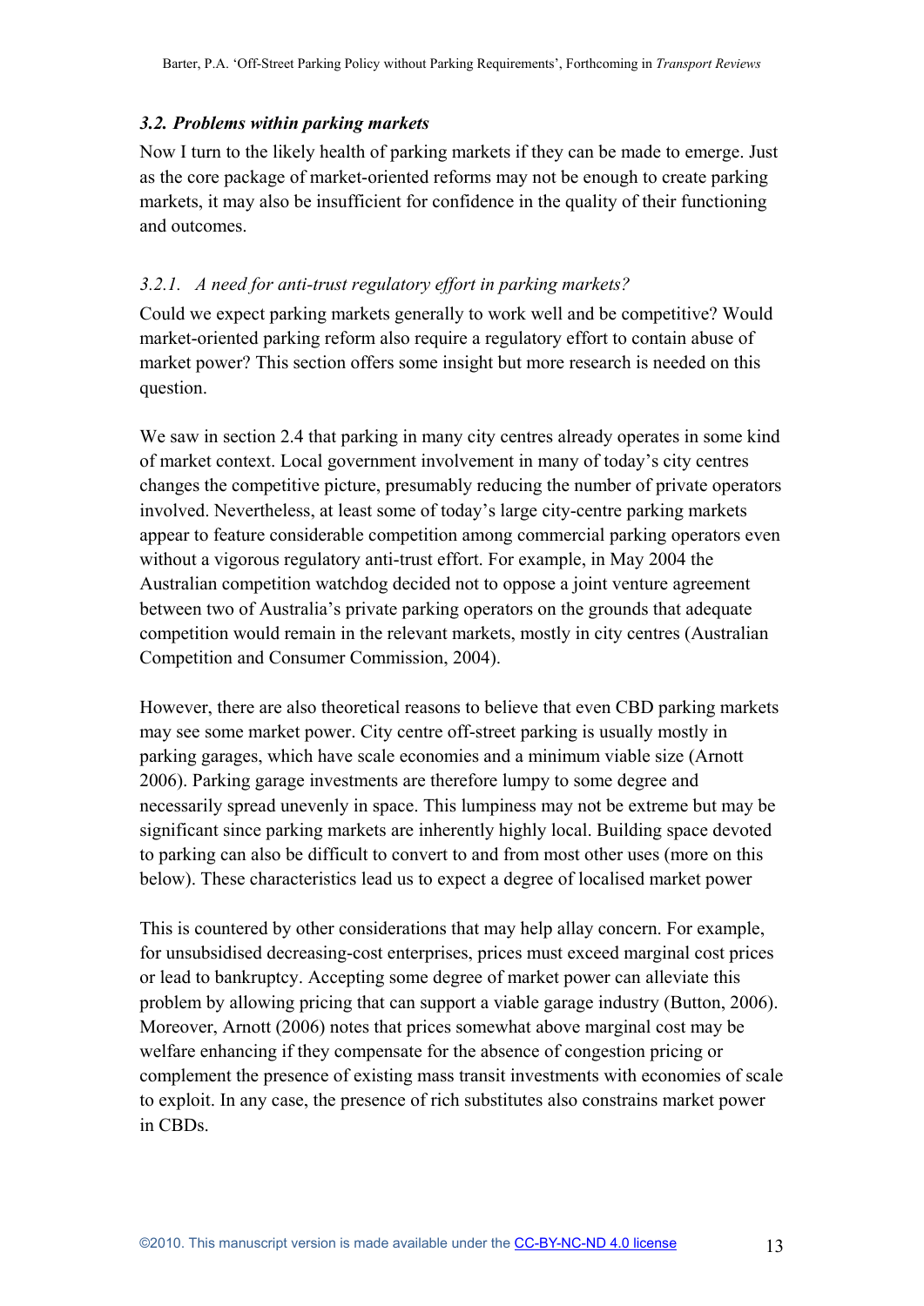### *3.2. Problems within parking markets*

Now I turn to the likely health of parking markets if they can be made to emerge. Just as the core package of market-oriented reforms may not be enough to create parking markets, it may also be insufficient for confidence in the quality of their functioning and outcomes.

#### *3.2.1. A need for anti-trust regulatory effort in parking markets?*

Could we expect parking markets generally to work well and be competitive? Would market-oriented parking reform also require a regulatory effort to contain abuse of market power? This section offers some insight but more research is needed on this question.

We saw in section 2.4 that parking in many city centres already operates in some kind of market context. Local government involvement in many of today's city centres changes the competitive picture, presumably reducing the number of private operators involved. Nevertheless, at least some of today's large city-centre parking markets appear to feature considerable competition among commercial parking operators even without a vigorous regulatory anti-trust effort. For example, in May 2004 the Australian competition watchdog decided not to oppose a joint venture agreement between two of Australia's private parking operators on the grounds that adequate competition would remain in the relevant markets, mostly in city centres (Australian Competition and Consumer Commission, 2004).

However, there are also theoretical reasons to believe that even CBD parking markets may see some market power. City centre off-street parking is usually mostly in parking garages, which have scale economies and a minimum viable size (Arnott 2006). Parking garage investments are therefore lumpy to some degree and necessarily spread unevenly in space. This lumpiness may not be extreme but may be significant since parking markets are inherently highly local. Building space devoted to parking can also be difficult to convert to and from most other uses (more on this below). These characteristics lead us to expect a degree of localised market power

This is countered by other considerations that may help allay concern. For example, for unsubsidised decreasing-cost enterprises, prices must exceed marginal cost prices or lead to bankruptcy. Accepting some degree of market power can alleviate this problem by allowing pricing that can support a viable garage industry (Button, 2006). Moreover, Arnott (2006) notes that prices somewhat above marginal cost may be welfare enhancing if they compensate for the absence of congestion pricing or complement the presence of existing mass transit investments with economies of scale to exploit. In any case, the presence of rich substitutes also constrains market power in CBDs.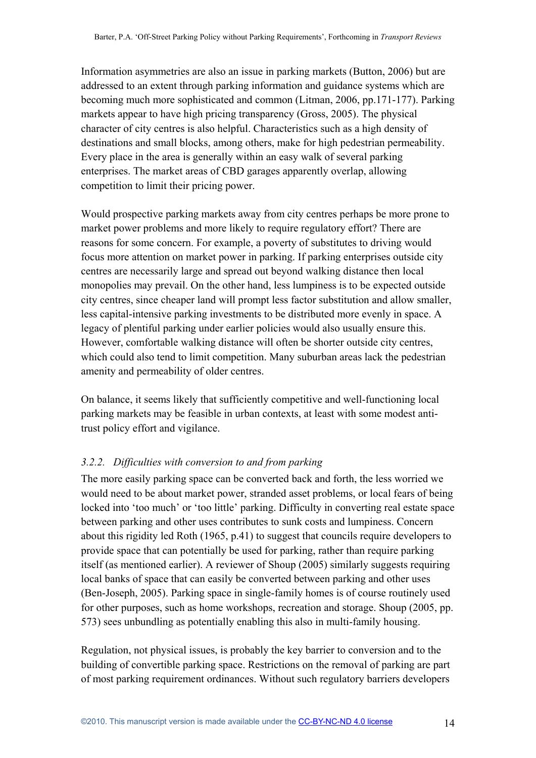Information asymmetries are also an issue in parking markets (Button, 2006) but are addressed to an extent through parking information and guidance systems which are becoming much more sophisticated and common (Litman, 2006, pp.171-177). Parking markets appear to have high pricing transparency (Gross, 2005). The physical character of city centres is also helpful. Characteristics such as a high density of destinations and small blocks, among others, make for high pedestrian permeability. Every place in the area is generally within an easy walk of several parking enterprises. The market areas of CBD garages apparently overlap, allowing competition to limit their pricing power.

Would prospective parking markets away from city centres perhaps be more prone to market power problems and more likely to require regulatory effort? There are reasons for some concern. For example, a poverty of substitutes to driving would focus more attention on market power in parking. If parking enterprises outside city centres are necessarily large and spread out beyond walking distance then local monopolies may prevail. On the other hand, less lumpiness is to be expected outside city centres, since cheaper land will prompt less factor substitution and allow smaller, less capital-intensive parking investments to be distributed more evenly in space. A legacy of plentiful parking under earlier policies would also usually ensure this. However, comfortable walking distance will often be shorter outside city centres, which could also tend to limit competition. Many suburban areas lack the pedestrian amenity and permeability of older centres.

On balance, it seems likely that sufficiently competitive and well-functioning local parking markets may be feasible in urban contexts, at least with some modest anti-trust policy effort and vigilance.

### *3.2.2. Difficulties with conversion to and from parking*

The more easily parking space can be converted back and forth, the less worried we would need to be about market power, stranded asset problems, or local fears of being locked into 'too much' or 'too little' parking. Difficulty in converting real estate space between parking and other uses contributes to sunk costs and lumpiness. Concern about this rigidity led Roth (1965, p.41) to suggest that councils require developers to provide space that can potentially be used for parking, rather than require parking itself (as mentioned earlier). A reviewer of Shoup (2005) similarly suggests requiring local banks of space that can easily be converted between parking and other uses (Ben-Joseph, 2005). Parking space in single-family homes is of course routinely used for other purposes, such as home workshops, recreation and storage. Shoup (2005, pp. 573) sees unbundling as potentially enabling this also in multi-family housing.

Regulation, not physical issues, is probably the key barrier to conversion and to the building of convertible parking space. Restrictions on the removal of parking are part of most parking requirement ordinances. Without such regulatory barriers developers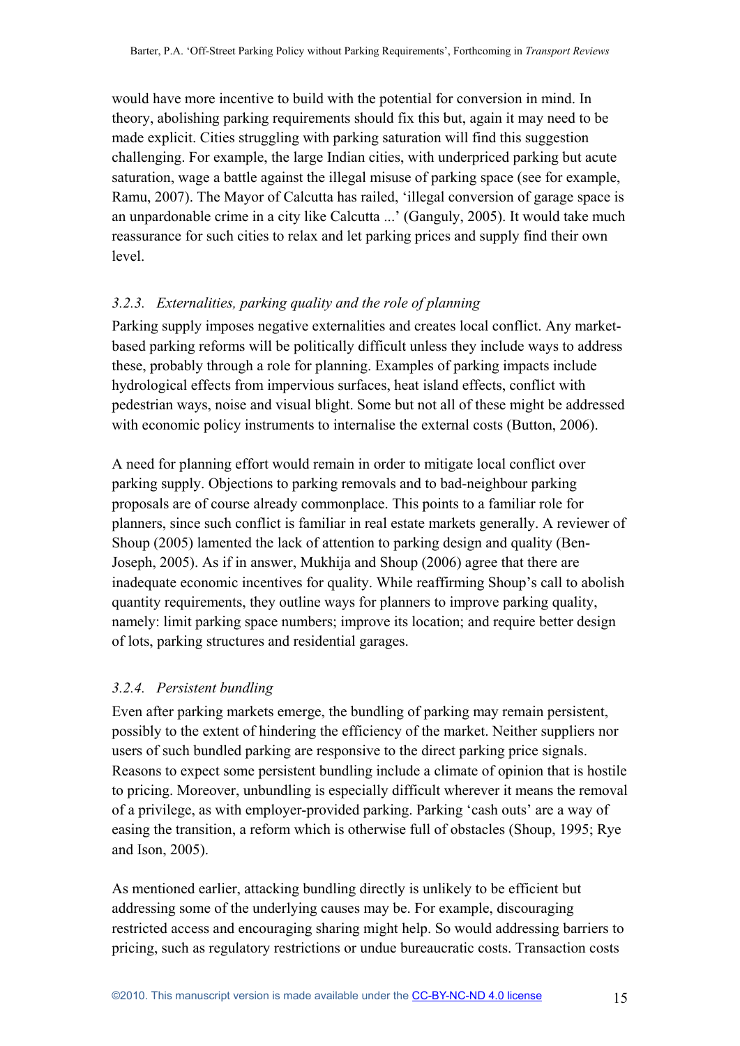would have more incentive to build with the potential for conversion in mind. In theory, abolishing parking requirements should fix this but, again it may need to be made explicit. Cities struggling with parking saturation will find this suggestion challenging. For example, the large Indian cities, with underpriced parking but acute saturation, wage a battle against the illegal misuse of parking space (see for example, Ramu, 2007). The Mayor of Calcutta has railed, 'illegal conversion of garage space is an unpardonable crime in a city like Calcutta ...' (Ganguly, 2005). It would take much reassurance for such cities to relax and let parking prices and supply find their own level.

### *3.2.3. Externalities, parking quality and the role of planning*

Parking supply imposes negative externalities and creates local conflict. Any market-based parking reforms will be politically difficult unless they include ways to address these, probably through a role for planning. Examples of parking impacts include hydrological effects from impervious surfaces, heat island effects, conflict with pedestrian ways, noise and visual blight. Some but not all of these might be addressed with economic policy instruments to internalise the external costs (Button, 2006).

A need for planning effort would remain in order to mitigate local conflict over parking supply. Objections to parking removals and to bad-neighbour parking proposals are of course already commonplace. This points to a familiar role for planners, since such conflict is familiar in real estate markets generally. A reviewer of Shoup (2005) lamented the lack of attention to parking design and quality (Ben-Joseph, 2005). As if in answer, Mukhija and Shoup (2006) agree that there are inadequate economic incentives for quality. While reaffirming Shoup's call to abolish quantity requirements, they outline ways for planners to improve parking quality, namely: limit parking space numbers; improve its location; and require better design of lots, parking structures and residential garages.

### *3.2.4. Persistent bundling*

Even after parking markets emerge, the bundling of parking may remain persistent, possibly to the extent of hindering the efficiency of the market. Neither suppliers nor users of such bundled parking are responsive to the direct parking price signals. Reasons to expect some persistent bundling include a climate of opinion that is hostile to pricing. Moreover, unbundling is especially difficult wherever it means the removal of a privilege, as with employer-provided parking. Parking 'cash outs' are a way of easing the transition, a reform which is otherwise full of obstacles (Shoup, 1995; Rye and Ison, 2005).

As mentioned earlier, attacking bundling directly is unlikely to be efficient but addressing some of the underlying causes may be. For example, discouraging restricted access and encouraging sharing might help. So would addressing barriers to pricing, such as regulatory restrictions or undue bureaucratic costs. Transaction costs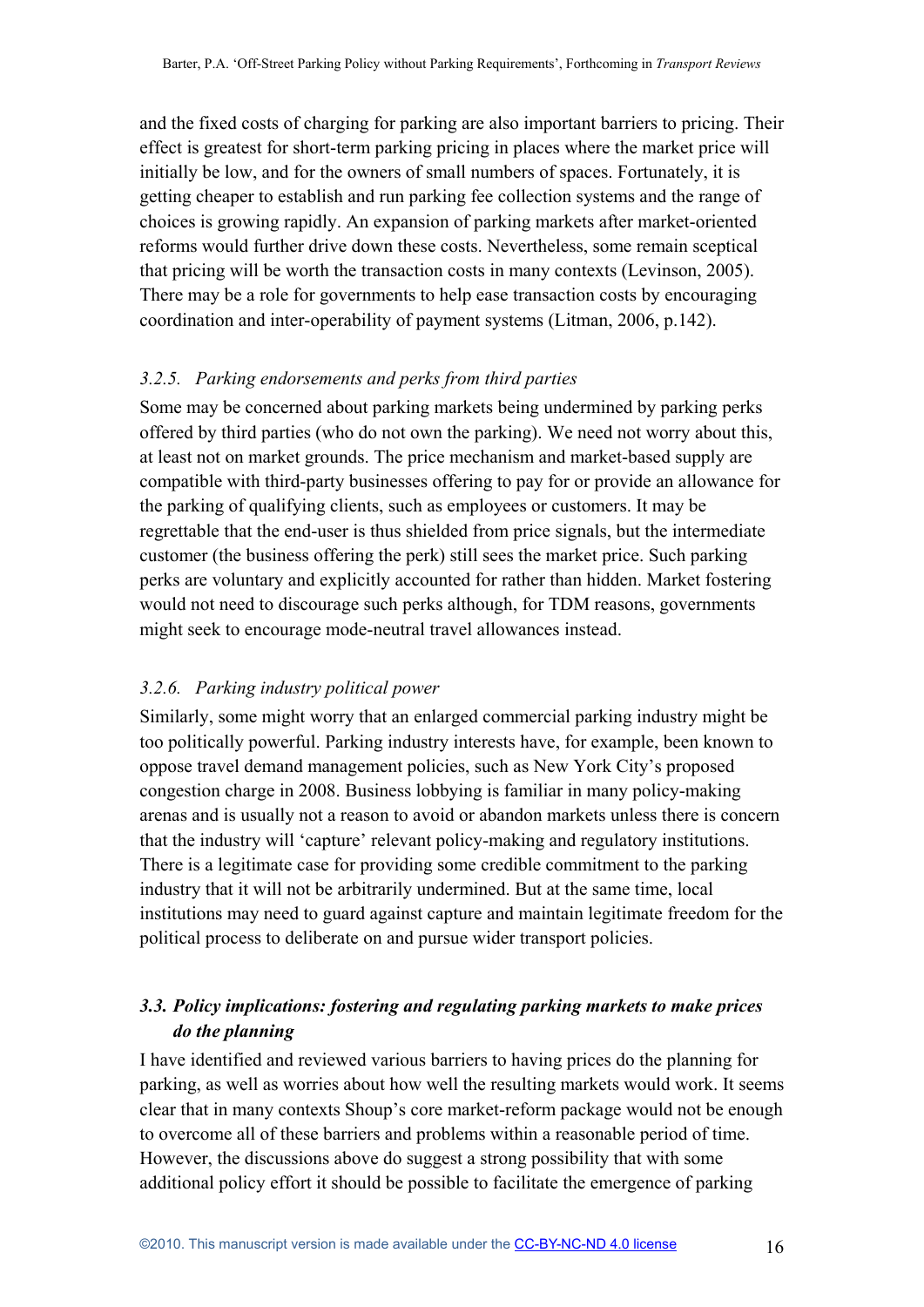and the fixed costs of charging for parking are also important barriers to pricing. Their effect is greatest for short-term parking pricing in places where the market price will initially be low, and for the owners of small numbers of spaces. Fortunately, it is getting cheaper to establish and run parking fee collection systems and the range of choices is growing rapidly. An expansion of parking markets after market-oriented reforms would further drive down these costs. Nevertheless, some remain sceptical that pricing will be worth the transaction costs in many contexts (Levinson, 2005). There may be a role for governments to help ease transaction costs by encouraging coordination and inter-operability of payment systems (Litman, 2006, p.142).

#### *3.2.5. Parking endorsements and perks from third parties*

Some may be concerned about parking markets being undermined by parking perks offered by third parties (who do not own the parking). We need not worry about this, at least not on market grounds. The price mechanism and market-based supply are compatible with third-party businesses offering to pay for or provide an allowance for the parking of qualifying clients, such as employees or customers. It may be regrettable that the end-user is thus shielded from price signals, but the intermediate customer (the business offering the perk) still sees the market price. Such parking perks are voluntary and explicitly accounted for rather than hidden. Market fostering would not need to discourage such perks although, for TDM reasons, governments might seek to encourage mode-neutral travel allowances instead.

#### *3.2.6. Parking industry political power*

Similarly, some might worry that an enlarged commercial parking industry might be too politically powerful. Parking industry interests have, for example, been known to oppose travel demand management policies, such as New York City's proposed congestion charge in 2008. Business lobbying is familiar in many policy-making arenas and is usually not a reason to avoid or abandon markets unless there is concern that the industry will 'capture' relevant policy-making and regulatory institutions. There is a legitimate case for providing some credible commitment to the parking industry that it will not be arbitrarily undermined. But at the same time, local institutions may need to guard against capture and maintain legitimate freedom for the political process to deliberate on and pursue wider transport policies.

### *3.3. Policy implications: fostering and regulating parking markets to make prices do the planning*

I have identified and reviewed various barriers to having prices do the planning for parking, as well as worries about how well the resulting markets would work. It seems clear that in many contexts Shoup's core market-reform package would not be enough to overcome all of these barriers and problems within a reasonable period of time. However, the discussions above do suggest a strong possibility that with some additional policy effort it should be possible to facilitate the emergence of parking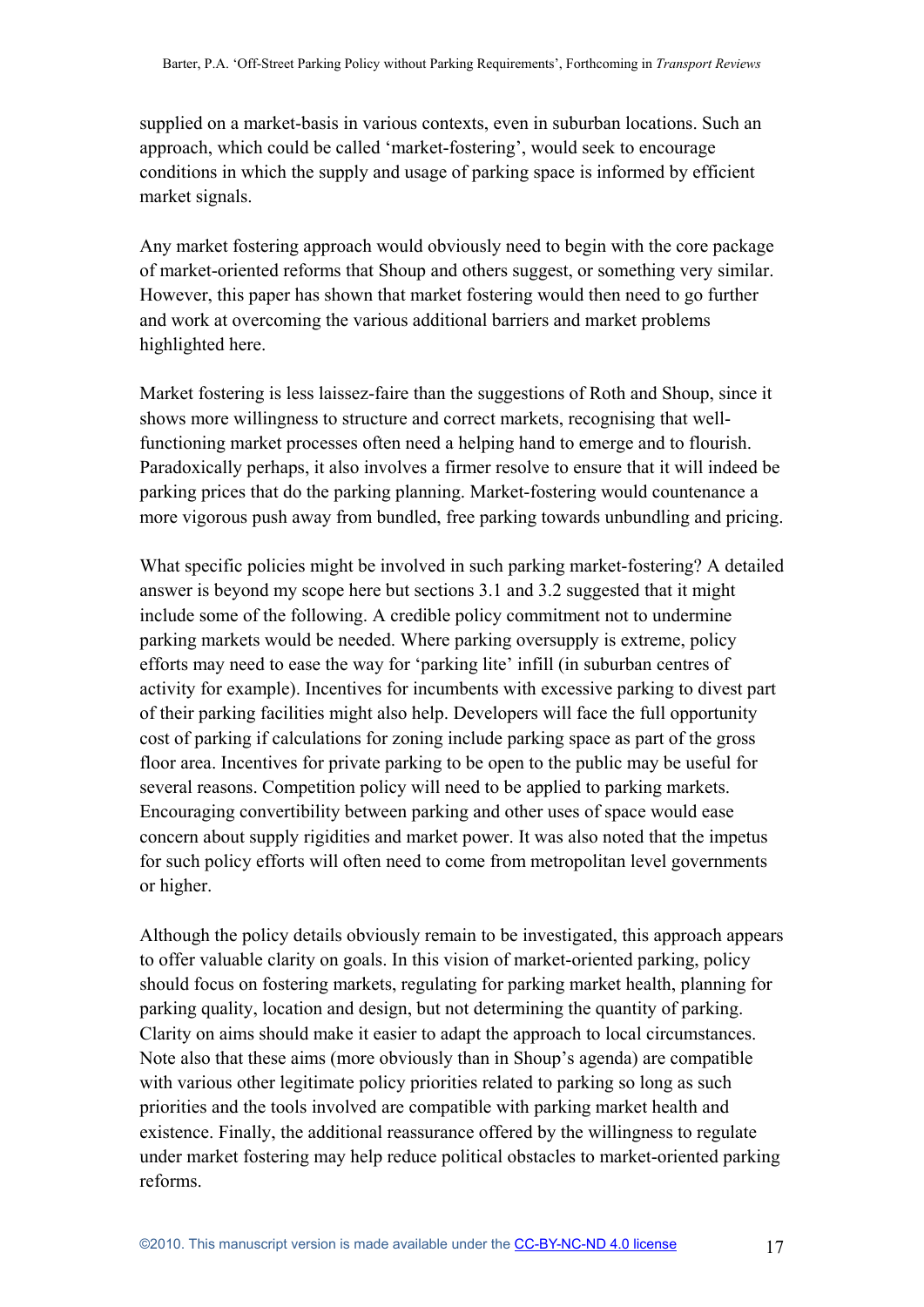supplied on a market-basis in various contexts, even in suburban locations. Such an approach, which could be called 'market-fostering', would seek to encourage conditions in which the supply and usage of parking space is informed by efficient market signals.

Any market fostering approach would obviously need to begin with the core package of market-oriented reforms that Shoup and others suggest, or something very similar. However, this paper has shown that market fostering would then need to go further and work at overcoming the various additional barriers and market problems highlighted here.

Market fostering is less laissez-faire than the suggestions of Roth and Shoup, since it shows more willingness to structure and correct markets, recognising that well-functioning market processes often need a helping hand to emerge and to flourish. Paradoxically perhaps, it also involves a firmer resolve to ensure that it will indeed be parking prices that do the parking planning. Market-fostering would countenance a more vigorous push away from bundled, free parking towards unbundling and pricing.

What specific policies might be involved in such parking market-fostering? A detailed answer is beyond my scope here but sections 3.1 and 3.2 suggested that it might include some of the following. A credible policy commitment not to undermine parking markets would be needed. Where parking oversupply is extreme, policy efforts may need to ease the way for 'parking lite' infill (in suburban centres of activity for example). Incentives for incumbents with excessive parking to divest part of their parking facilities might also help. Developers will face the full opportunity cost of parking if calculations for zoning include parking space as part of the gross floor area. Incentives for private parking to be open to the public may be useful for several reasons. Competition policy will need to be applied to parking markets. Encouraging convertibility between parking and other uses of space would ease concern about supply rigidities and market power. It was also noted that the impetus for such policy efforts will often need to come from metropolitan level governments or higher.

Although the policy details obviously remain to be investigated, this approach appears to offer valuable clarity on goals. In this vision of market-oriented parking, policy should focus on fostering markets, regulating for parking market health, planning for parking quality, location and design, but not determining the quantity of parking. Clarity on aims should make it easier to adapt the approach to local circumstances. Note also that these aims (more obviously than in Shoup's agenda) are compatible with various other legitimate policy priorities related to parking so long as such priorities and the tools involved are compatible with parking market health and existence. Finally, the additional reassurance offered by the willingness to regulate under market fostering may help reduce political obstacles to market-oriented parking reforms.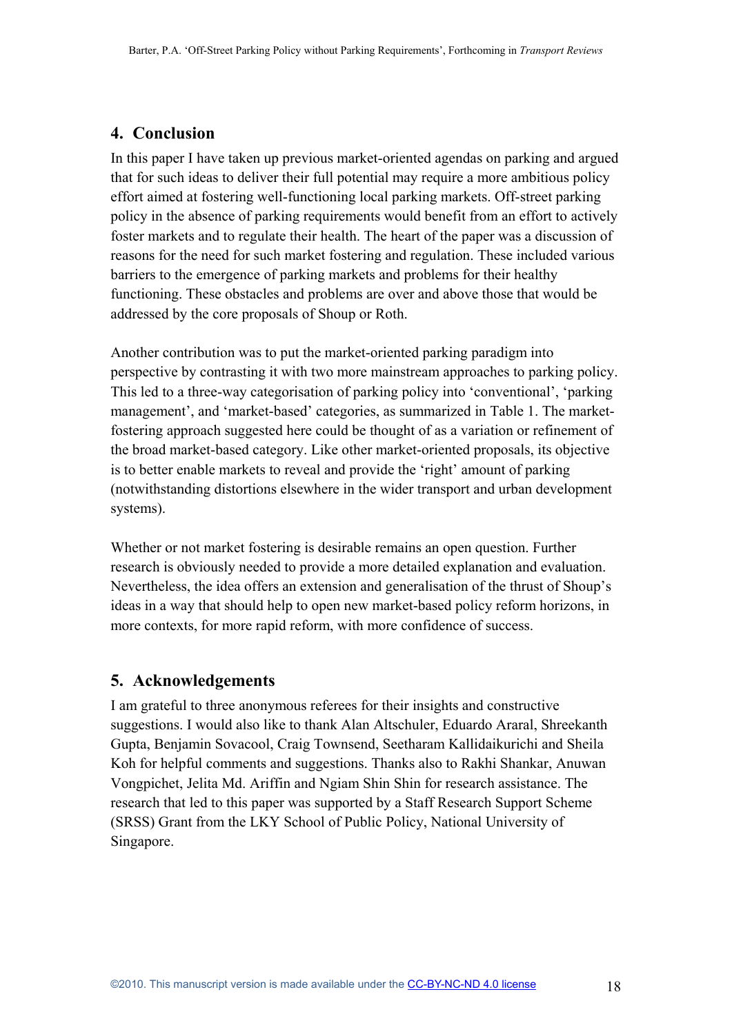## 4. Conclusion

In this paper I have taken up previous market-oriented agendas on parking and argued that for such ideas to deliver their full potential may require a more ambitious policy effort aimed at fostering well-functioning local parking markets. Off-street parking policy in the absence of parking requirements would benefit from an effort to actively foster markets and to regulate their health. The heart of the paper was a discussion of reasons for the need for such market fostering and regulation. These included various barriers to the emergence of parking markets and problems for their healthy functioning. These obstacles and problems are over and above those that would be addressed by the core proposals of Shoup or Roth.

Another contribution was to put the market-oriented parking paradigm into perspective by contrasting it with two more mainstream approaches to parking policy. This led to a three-way categorisation of parking policy into 'conventional', 'parking management', and 'market-based' categories, as summarized in Table 1. The market-fostering approach suggested here could be thought of as a variation or refinement of the broad market-based category. Like other market-oriented proposals, its objective is to better enable markets to reveal and provide the 'right' amount of parking (notwithstanding distortions elsewhere in the wider transport and urban development systems).

Whether or not market fostering is desirable remains an open question. Further research is obviously needed to provide a more detailed explanation and evaluation. Nevertheless, the idea offers an extension and generalisation of the thrust of Shoup's ideas in a way that should help to open new market-based policy reform horizons, in more contexts, for more rapid reform, with more confidence of success.

## 5. Acknowledgements

I am grateful to three anonymous referees for their insights and constructive suggestions. I would also like to thank Alan Altschuler, Eduardo Araral, Shreekanth Gupta, Benjamin Sovacool, Craig Townsend, Seetharam Kallidaikurichi and Sheila Koh for helpful comments and suggestions. Thanks also to Rakhi Shankar, Anuwan Vongpichet, Jelita Md. Ariffin and Ngiam Shin Shin for research assistance. The research that led to this paper was supported by a Staff Research Support Scheme (SRSS) Grant from the LKY School of Public Policy, National University of Singapore.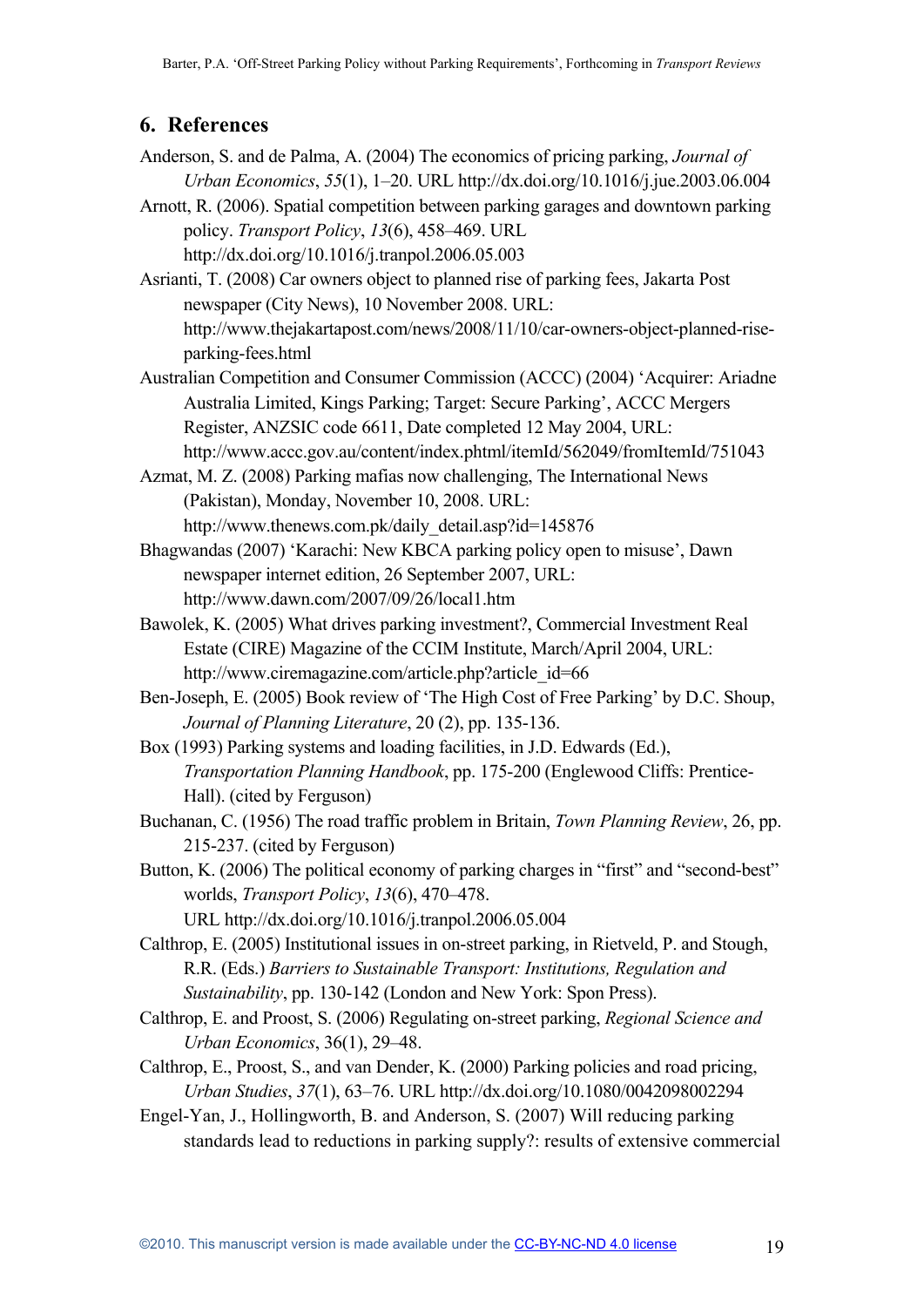## 6. References

Anderson, S. and de Palma, A. (2004) The economics of pricing parking, *Journal of Urban Economics*, *55*(1), 1–20. URL http://dx.doi.org/10.1016/j.jue.2003.06.004

Arnott, R. (2006). Spatial competition between parking garages and downtown parking policy. *Transport Policy*, *13*(6), 458–469. URL http://dx.doi.org/10.1016/j.tranpol.2006.05.003

Asrianti, T. (2008) Car owners object to planned rise of parking fees, Jakarta Post newspaper (City News), 10 November 2008. URL: http://www.thejakartapost.com/news/2008/11/10/car-owners-object-planned-rise-parking-fees.html

Australian Competition and Consumer Commission (ACCC) (2004) 'Acquirer: Ariadne Australia Limited, Kings Parking; Target: Secure Parking', ACCC Mergers Register, ANZSIC code 6611, Date completed 12 May 2004, URL: http://www.accc.gov.au/content/index.phtml/itemId/562049/fromItemId/751043

Azmat, M. Z. (2008) Parking mafias now challenging, The International News (Pakistan), Monday, November 10, 2008. URL: http://www.thenews.com.pk/daily_detail.asp?id=145876

Bhagwandas (2007) 'Karachi: New KBCA parking policy open to misuse', Dawn newspaper internet edition, 26 September 2007, URL: http://www.dawn.com/2007/09/26/local1.htm

Bawolek, K. (2005) What drives parking investment?, Commercial Investment Real Estate (CIRE) Magazine of the CCIM Institute, March/April 2004, URL: http://www.ciremagazine.com/article.php?article_id=66

Ben-Joseph, E. (2005) Book review of 'The High Cost of Free Parking' by D.C. Shoup, *Journal of Planning Literature*, 20 (2), pp. 135-136.

Box (1993) Parking systems and loading facilities, in J.D. Edwards (Ed.), *Transportation Planning Handbook*, pp. 175-200 (Englewood Cliffs: Prentice-Hall). (cited by Ferguson)

Buchanan, C. (1956) The road traffic problem in Britain, *Town Planning Review*, 26, pp. 215-237. (cited by Ferguson)

Button, K. (2006) The political economy of parking charges in "first" and "second-best" worlds, *Transport Policy*, *13*(6), 470–478. URL http://dx.doi.org/10.1016/j.tranpol.2006.05.004

Calthrop, E. (2005) Institutional issues in on-street parking, in Rietveld, P. and Stough, R.R. (Eds.) *Barriers to Sustainable Transport: Institutions, Regulation and Sustainability*, pp. 130-142 (London and New York: Spon Press).

Calthrop, E. and Proost, S. (2006) Regulating on-street parking, *Regional Science and Urban Economics*, 36(1), 29–48.

Calthrop, E., Proost, S., and van Dender, K. (2000) Parking policies and road pricing, *Urban Studies*, *37*(1), 63–76. URL http://dx.doi.org/10.1080/0042098002294

Engel-Yan, J., Hollingworth, B. and Anderson, S. (2007) Will reducing parking standards lead to reductions in parking supply?: results of extensive commercial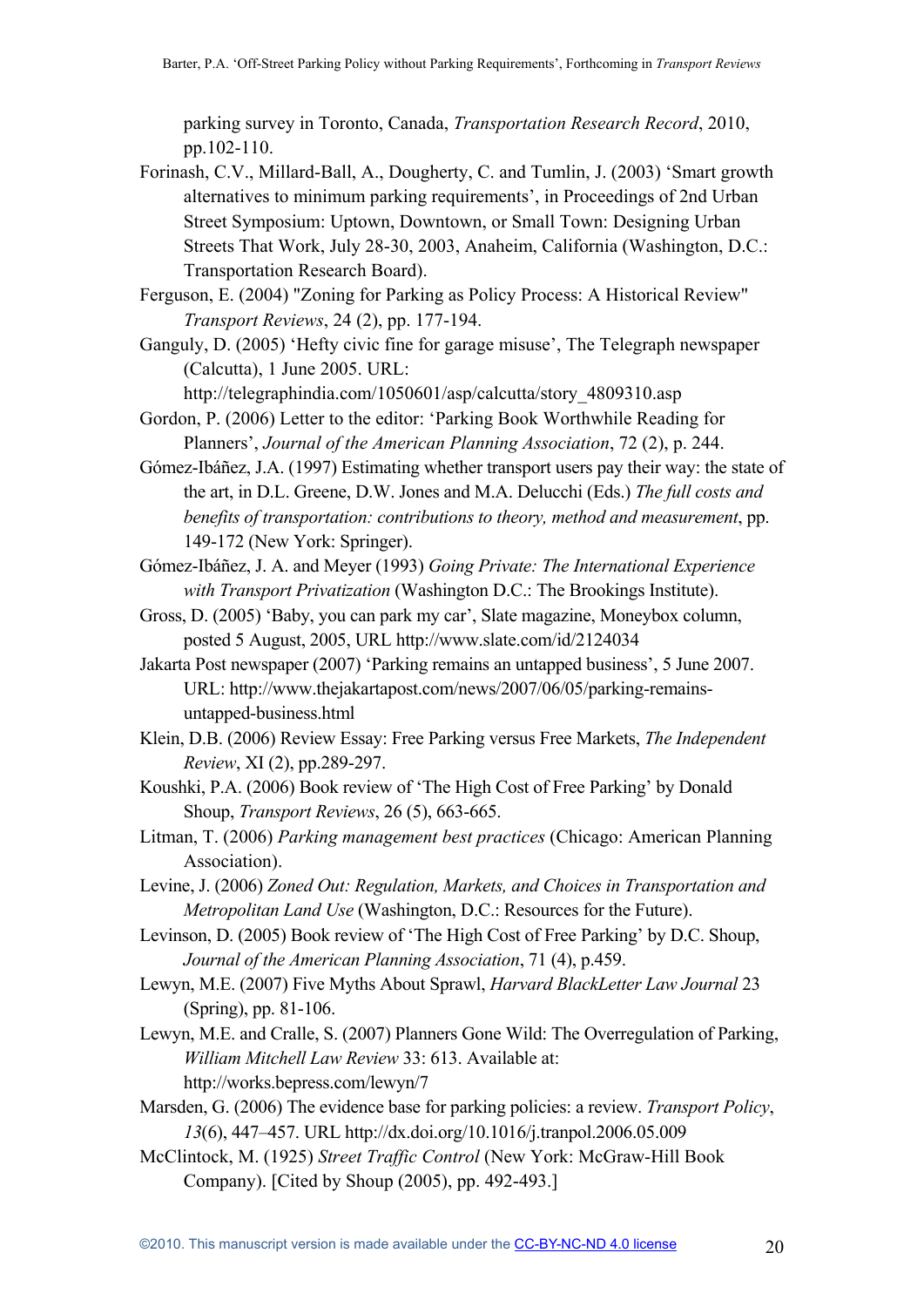parking survey in Toronto, Canada, *Transportation Research Record*, 2010, pp.102-110.

Forinash, C.V., Millard-Ball, A., Dougherty, C. and Tumlin, J. (2003) 'Smart growth alternatives to minimum parking requirements', in Proceedings of 2nd Urban Street Symposium: Uptown, Downtown, or Small Town: Designing Urban Streets That Work, July 28-30, 2003, Anaheim, California (Washington, D.C.: Transportation Research Board).

Ferguson, E. (2004) "Zoning for Parking as Policy Process: A Historical Review" *Transport Reviews*, 24 (2), pp. 177-194.

Ganguly, D. (2005) 'Hefty civic fine for garage misuse', The Telegraph newspaper (Calcutta), 1 June 2005. URL: http://telegraphindia.com/1050601/asp/calcutta/story_4809310.asp

Gordon, P. (2006) Letter to the editor: 'Parking Book Worthwhile Reading for Planners', *Journal of the American Planning Association*, 72 (2), p. 244.

Gómez-Ibáñez, J.A. (1997) Estimating whether transport users pay their way: the state of the art, in D.L. Greene, D.W. Jones and M.A. Delucchi (Eds.) *The full costs and benefits of transportation: contributions to theory, method and measurement*, pp. 149-172 (New York: Springer).

Gómez-Ibáñez, J. A. and Meyer (1993) *Going Private: The International Experience with Transport Privatization* (Washington D.C.: The Brookings Institute).

Gross, D. (2005) 'Baby, you can park my car', Slate magazine, Moneybox column, posted 5 August, 2005, URL http://www.slate.com/id/2124034

Jakarta Post newspaper (2007) 'Parking remains an untapped business', 5 June 2007. URL: http://www.thejakartapost.com/news/2007/06/05/parking-remains-untapped-business.html

Klein, D.B. (2006) Review Essay: Free Parking versus Free Markets, *The Independent Review*, XI (2), pp.289-297.

Koushki, P.A. (2006) Book review of 'The High Cost of Free Parking' by Donald Shoup, *Transport Reviews*, 26 (5), 663-665.

Litman, T. (2006) *Parking management best practices* (Chicago: American Planning Association).

Levine, J. (2006) *Zoned Out: Regulation, Markets, and Choices in Transportation and Metropolitan Land Use* (Washington, D.C.: Resources for the Future).

Levinson, D. (2005) Book review of 'The High Cost of Free Parking' by D.C. Shoup, *Journal of the American Planning Association*, 71 (4), p.459.

Lewyn, M.E. (2007) Five Myths About Sprawl, *Harvard BlackLetter Law Journal* 23 (Spring), pp. 81-106.

Lewyn, M.E. and Cralle, S. (2007) Planners Gone Wild: The Overregulation of Parking, *William Mitchell Law Review* 33: 613. Available at: http://works.bepress.com/lewyn/7

Marsden, G. (2006) The evidence base for parking policies: a review. *Transport Policy*, *13*(6), 447–457. URL http://dx.doi.org/10.1016/j.tranpol.2006.05.009

McClintock, M. (1925) *Street Traffic Control* (New York: McGraw-Hill Book Company). [Cited by Shoup (2005), pp. 492-493.]

©2010. This manuscript version is made available under the CC-BY-NC-ND 4.0 license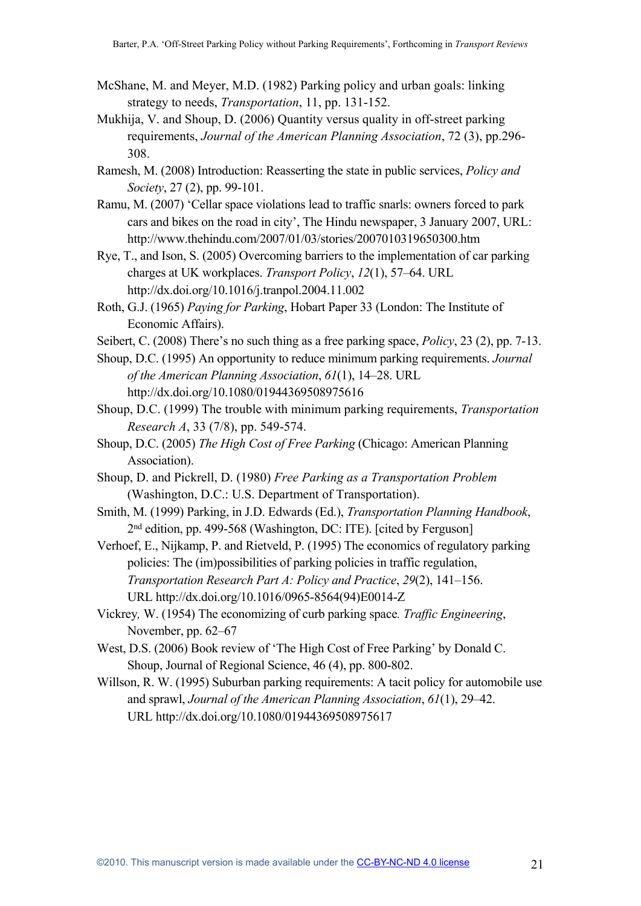McShane, M. and Meyer, M.D. (1982) Parking policy and urban goals: linking strategy to needs, *Transportation*, 11, pp. 131-152.

Mukhija, V. and Shoup, D. (2006) Quantity versus quality in off-street parking requirements, *Journal of the American Planning Association*, 72 (3), pp.296-308.

Ramesh, M. (2008) Introduction: Reasserting the state in public services, *Policy and Society*, 27 (2), pp. 99-101.

Ramu, M. (2007) 'Cellar space violations lead to traffic snarls: owners forced to park cars and bikes on the road in city', The Hindu newspaper, 3 January 2007, URL: http://www.thehindu.com/2007/01/03/stories/2007010319650300.htm

Rye, T., and Ison, S. (2005) Overcoming barriers to the implementation of car parking charges at UK workplaces. *Transport Policy*, *12*(1), 57–64. URL http://dx.doi.org/10.1016/j.tranpol.2004.11.002

Roth, G.J. (1965) *Paying for Parking*, Hobart Paper 33 (London: The Institute of Economic Affairs).

Seibert, C. (2008) There's no such thing as a free parking space, *Policy*, 23 (2), pp. 7-13.

Shoup, D.C. (1995) An opportunity to reduce minimum parking requirements. *Journal of the American Planning Association*, *61*(1), 14–28. URL http://dx.doi.org/10.1080/01944369508975616

Shoup, D.C. (1999) The trouble with minimum parking requirements, *Transportation Research A*, 33 (7/8), pp. 549-574.

Shoup, D.C. (2005) *The High Cost of Free Parking* (Chicago: American Planning Association).

Shoup, D. and Pickrell, D. (1980) *Free Parking as a Transportation Problem* (Washington, D.C.: U.S. Department of Transportation).

Smith, M. (1999) Parking, in J.D. Edwards (Ed.), *Transportation Planning Handbook*, 2nd edition, pp. 499-568 (Washington, DC: ITE). [cited by Ferguson]

Verhoef, E., Nijkamp, P. and Rietveld, P. (1995) The economics of regulatory parking policies: The (im)possibilities of parking policies in traffic regulation, *Transportation Research Part A: Policy and Practice*, *29*(2), 141–156. URL http://dx.doi.org/10.1016/0965-8564(94)E0014-Z

Vickrey, W. (1954) The economizing of curb parking space. *Traffic Engineering*, November, pp. 62–67

West, D.S. (2006) Book review of 'The High Cost of Free Parking' by Donald C. Shoup, Journal of Regional Science, 46 (4), pp. 800-802.

Willson, R. W. (1995) Suburban parking requirements: A tacit policy for automobile use and sprawl, *Journal of the American Planning Association*, *61*(1), 29–42. URL http://dx.doi.org/10.1080/01944369508975617

©2010. This manuscript version is made available under the CC-BY-NC-ND 4.0 license